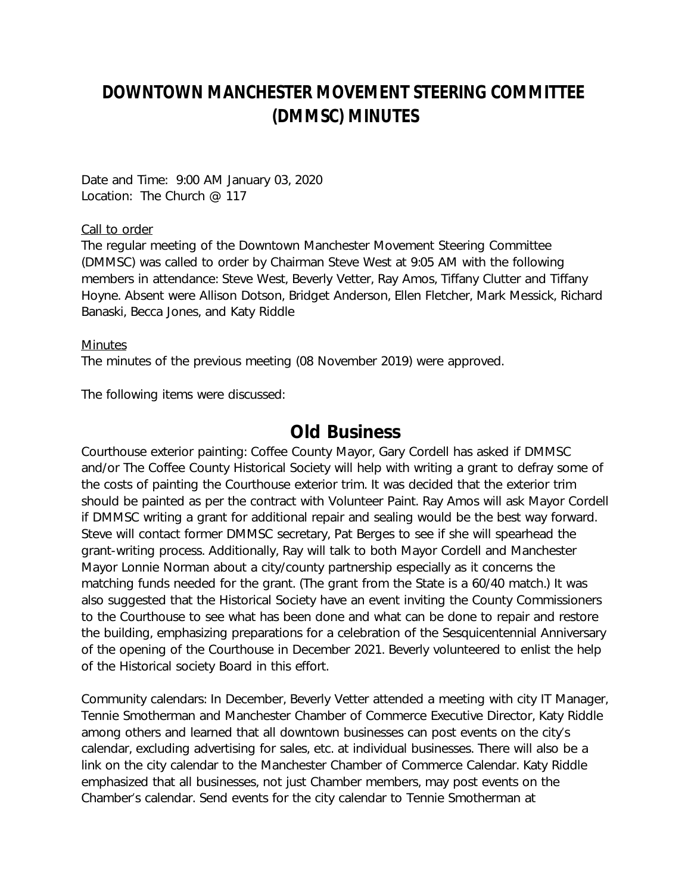# DOWNTOWN MANCHESTER MOVEMENT STEERING COMMITTEE (DMMSC) MINUTES

Date and Time: 9:00 AM January 03, 2020
Location: The Church @ 117

Call to order

The regular meeting of the Downtown Manchester Movement Steering Committee (DMMSC) was called to order by Chairman Steve West at 9:05 AM with the following members in attendance: Steve West, Beverly Vetter, Ray Amos, Tiffany Clutter and Tiffany Hoyne. Absent were Allison Dotson, Bridget Anderson, Ellen Fletcher, Mark Messick, Richard Banaski, Becca Jones, and Katy Riddle

Minutes

The minutes of the previous meeting (08 November 2019) were approved.

The following items were discussed:

## Old Business

Courthouse exterior painting: Coffee County Mayor, Gary Cordell has asked if DMMSC and/or The Coffee County Historical Society will help with writing a grant to defray some of the costs of painting the Courthouse exterior trim. It was decided that the exterior trim should be painted as per the contract with Volunteer Paint. Ray Amos will ask Mayor Cordell if DMMSC writing a grant for additional repair and sealing would be the best way forward. Steve will contact former DMMSC secretary, Pat Berges to see if she will spearhead the grant-writing process. Additionally, Ray will talk to both Mayor Cordell and Manchester Mayor Lonnie Norman about a city/county partnership especially as it concerns the matching funds needed for the grant. (The grant from the State is a 60/40 match.) It was also suggested that the Historical Society have an event inviting the County Commissioners to the Courthouse to see what has been done and what can be done to repair and restore the building, emphasizing preparations for a celebration of the Sesquicentennial Anniversary of the opening of the Courthouse in December 2021. Beverly volunteered to enlist the help of the Historical society Board in this effort.

Community calendars: In December, Beverly Vetter attended a meeting with city IT Manager, Tennie Smotherman and Manchester Chamber of Commerce Executive Director, Katy Riddle among others and learned that all downtown businesses can post events on the city's calendar, excluding advertising for sales, etc. at individual businesses. There will also be a link on the city calendar to the Manchester Chamber of Commerce Calendar. Katy Riddle emphasized that all businesses, not just Chamber members, may post events on the Chamber's calendar. Send events for the city calendar to Tennie Smotherman at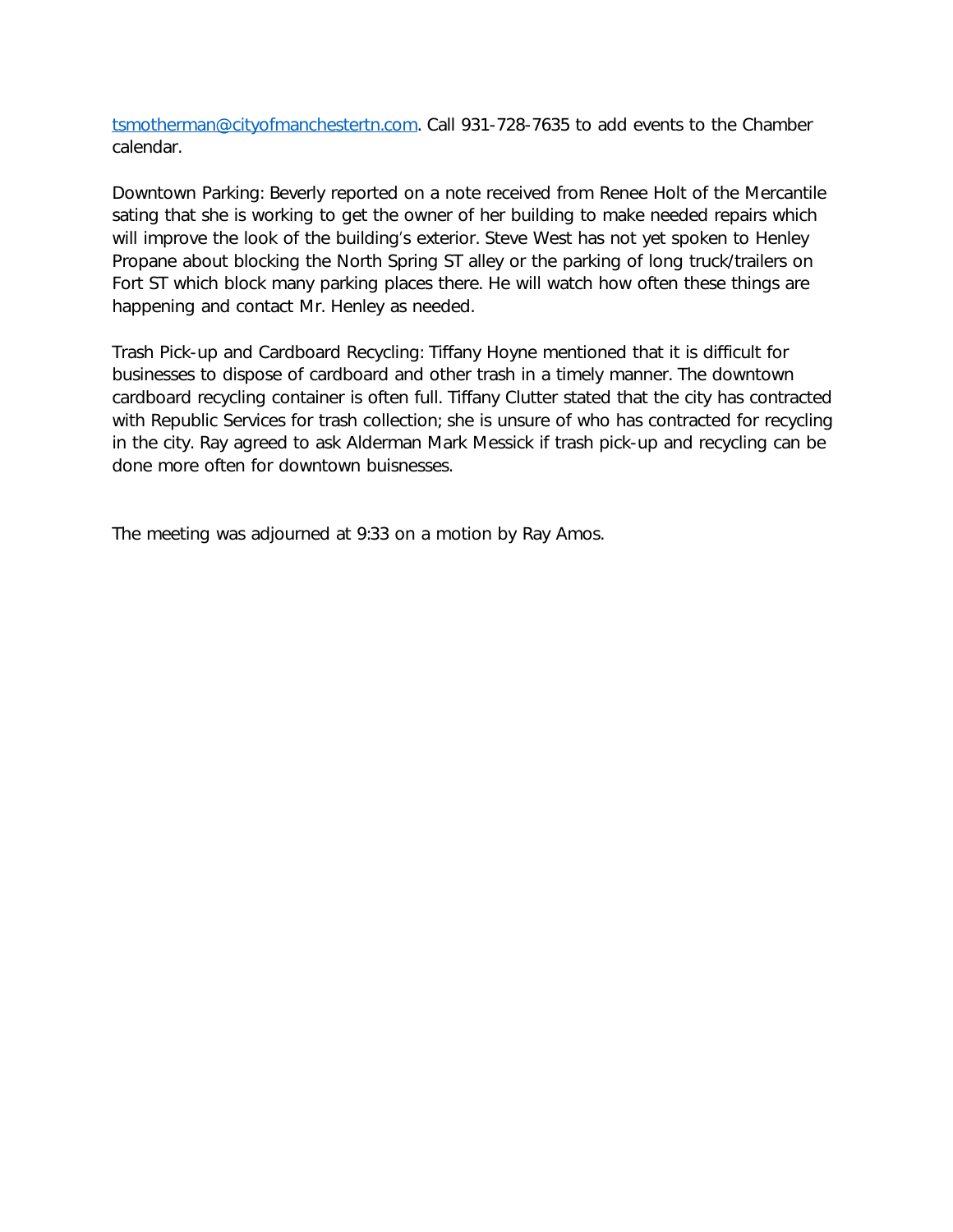tsmotherman@cityofmanchestertn.com. Call 931-728-7635 to add events to the Chamber calendar.

Downtown Parking: Beverly reported on a note received from Renee Holt of the Mercantile sating that she is working to get the owner of her building to make needed repairs which will improve the look of the building's exterior. Steve West has not yet spoken to Henley Propane about blocking the North Spring ST alley or the parking of long truck/trailers on Fort ST which block many parking places there. He will watch how often these things are happening and contact Mr. Henley as needed.

Trash Pick-up and Cardboard Recycling: Tiffany Hoyne mentioned that it is difficult for businesses to dispose of cardboard and other trash in a timely manner. The downtown cardboard recycling container is often full. Tiffany Clutter stated that the city has contracted with Republic Services for trash collection; she is unsure of who has contracted for recycling in the city. Ray agreed to ask Alderman Mark Messick if trash pick-up and recycling can be done more often for downtown buisnesses.

The meeting was adjourned at 9:33 on a motion by Ray Amos.